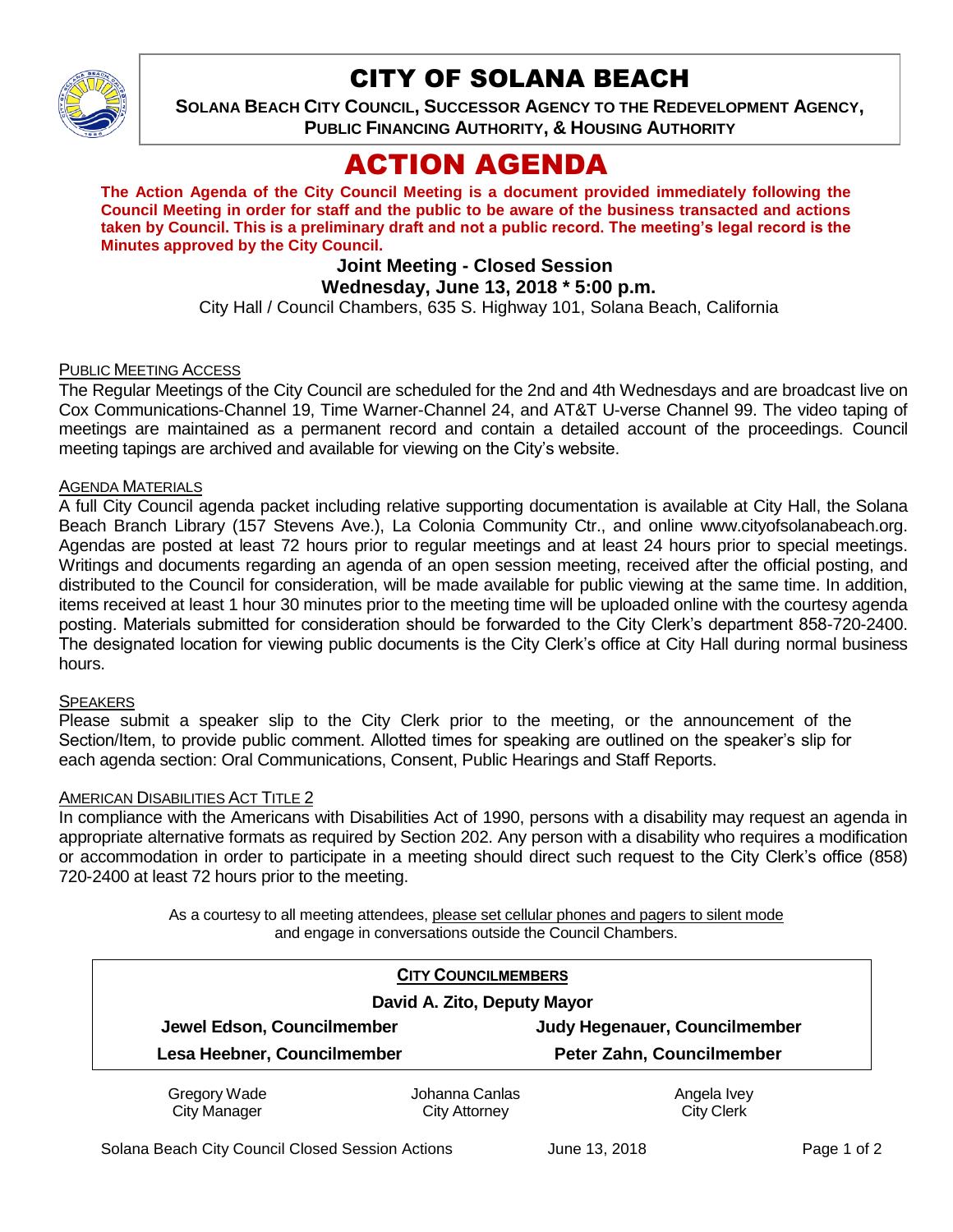# CITY OF SOLANA BEACH

**SOLANA BEACH CITY COUNCIL, SUCCESSOR AGENCY TO THE REDEVELOPMENT AGENCY, PUBLIC FINANCING AUTHORITY, & HOUSING AUTHORITY**

# ACTION AGENDA

**The Action Agenda of the City Council Meeting is a document provided immediately following the Council Meeting in order for staff and the public to be aware of the business transacted and actions taken by Council. This is a preliminary draft and not a public record. The meeting's legal record is the Minutes approved by the City Council.**

**Joint Meeting - Closed Session**

**Wednesday, June 13, 2018 * 5:00 p.m.**

City Hall / Council Chambers, 635 S. Highway 101, Solana Beach, California

PUBLIC MEETING ACCESS

The Regular Meetings of the City Council are scheduled for the 2nd and 4th Wednesdays and are broadcast live on Cox Communications-Channel 19, Time Warner-Channel 24, and AT&T U-verse Channel 99. The video taping of meetings are maintained as a permanent record and contain a detailed account of the proceedings. Council meeting tapings are archived and available for viewing on the City's website.

AGENDA MATERIALS

A full City Council agenda packet including relative supporting documentation is available at City Hall, the Solana Beach Branch Library (157 Stevens Ave.), La Colonia Community Ctr., and online www.cityofsolanabeach.org. Agendas are posted at least 72 hours prior to regular meetings and at least 24 hours prior to special meetings. Writings and documents regarding an agenda of an open session meeting, received after the official posting, and distributed to the Council for consideration, will be made available for public viewing at the same time. In addition, items received at least 1 hour 30 minutes prior to the meeting time will be uploaded online with the courtesy agenda posting. Materials submitted for consideration should be forwarded to the City Clerk's department 858-720-2400. The designated location for viewing public documents is the City Clerk's office at City Hall during normal business hours.

SPEAKERS

Please submit a speaker slip to the City Clerk prior to the meeting, or the announcement of the Section/Item, to provide public comment. Allotted times for speaking are outlined on the speaker's slip for each agenda section: Oral Communications, Consent, Public Hearings and Staff Reports.

AMERICAN DISABILITIES ACT TITLE 2

In compliance with the Americans with Disabilities Act of 1990, persons with a disability may request an agenda in appropriate alternative formats as required by Section 202. Any person with a disability who requires a modification or accommodation in order to participate in a meeting should direct such request to the City Clerk's office (858) 720-2400 at least 72 hours prior to the meeting.

As a courtesy to all meeting attendees, please set cellular phones and pagers to silent mode and engage in conversations outside the Council Chambers.

**CITY COUNCILMEMBERS**

**David A. Zito, Deputy Mayor**

| | |
|---|---|
| **Jewel Edson, Councilmember** | **Judy Hegenauer, Councilmember** |
| **Lesa Heebner, Councilmember** | **Peter Zahn, Councilmember** |

| | | |
|---|---|---|
| Gregory Wade<br>City Manager | Johanna Canlas<br>City Attorney | Angela Ivey<br>City Clerk |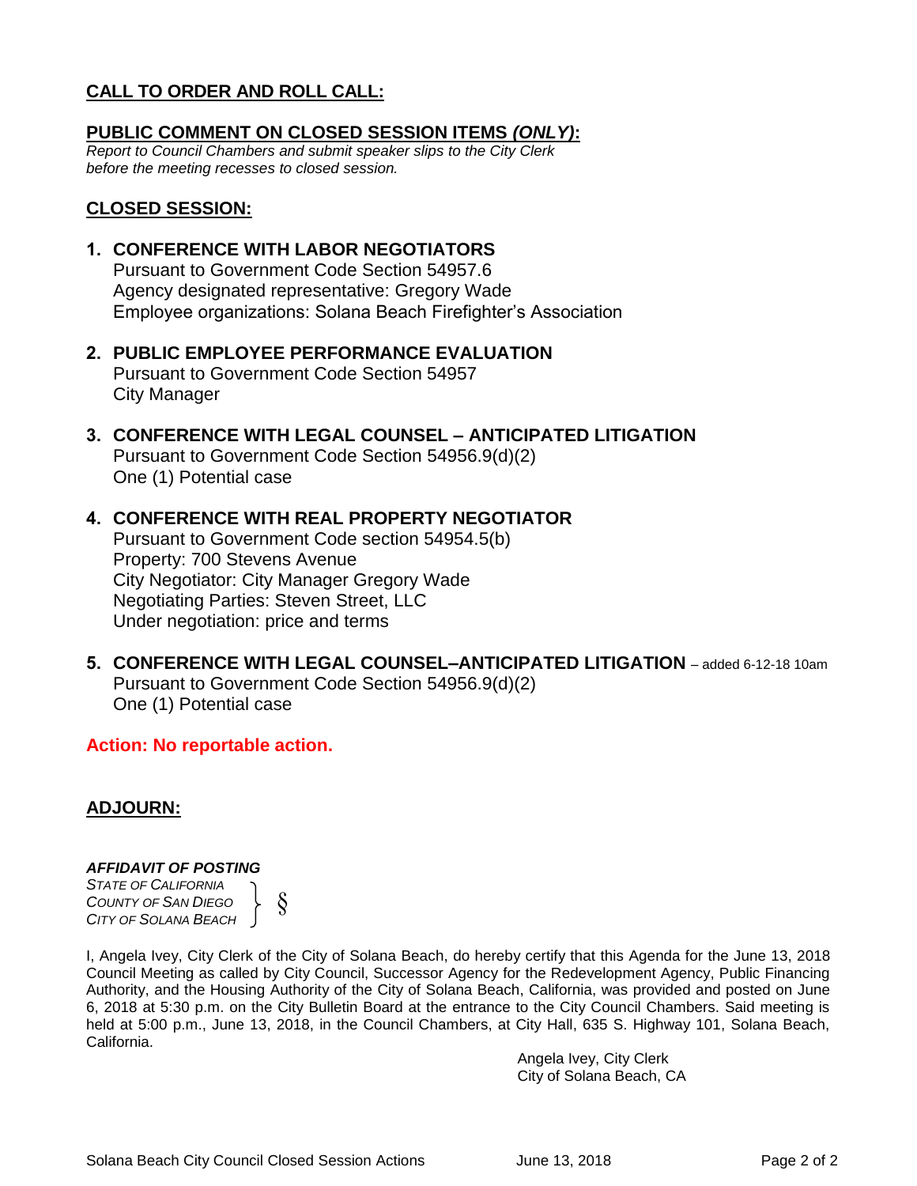## CALL TO ORDER AND ROLL CALL:

## PUBLIC COMMENT ON CLOSED SESSION ITEMS *(ONLY)*:

*Report to Council Chambers and submit speaker slips to the City Clerk before the meeting recesses to closed session.*

## CLOSED SESSION:

1. **CONFERENCE WITH LABOR NEGOTIATORS**
   Pursuant to Government Code Section 54957.6
   Agency designated representative: Gregory Wade
   Employee organizations: Solana Beach Firefighter's Association

2. **PUBLIC EMPLOYEE PERFORMANCE EVALUATION**
   Pursuant to Government Code Section 54957
   City Manager

3. **CONFERENCE WITH LEGAL COUNSEL – ANTICIPATED LITIGATION**
   Pursuant to Government Code Section 54956.9(d)(2)
   One (1) Potential case

4. **CONFERENCE WITH REAL PROPERTY NEGOTIATOR**
   Pursuant to Government Code section 54954.5(b)
   Property: 700 Stevens Avenue
   City Negotiator: City Manager Gregory Wade
   Negotiating Parties: Steven Street, LLC
   Under negotiation: price and terms

5. **CONFERENCE WITH LEGAL COUNSEL–ANTICIPATED LITIGATION** – added 6-12-18 10am
   Pursuant to Government Code Section 54956.9(d)(2)
   One (1) Potential case

**Action: No reportable action.**

## ADJOURN:

***AFFIDAVIT OF POSTING***

*STATE OF CALIFORNIA*
*COUNTY OF SAN DIEGO* §
*CITY OF SOLANA BEACH*

I, Angela Ivey, City Clerk of the City of Solana Beach, do hereby certify that this Agenda for the June 13, 2018 Council Meeting as called by City Council, Successor Agency for the Redevelopment Agency, Public Financing Authority, and the Housing Authority of the City of Solana Beach, California, was provided and posted on June 6, 2018 at 5:30 p.m. on the City Bulletin Board at the entrance to the City Council Chambers. Said meeting is held at 5:00 p.m., June 13, 2018, in the Council Chambers, at City Hall, 635 S. Highway 101, Solana Beach, California.

Angela Ivey, City Clerk
City of Solana Beach, CA